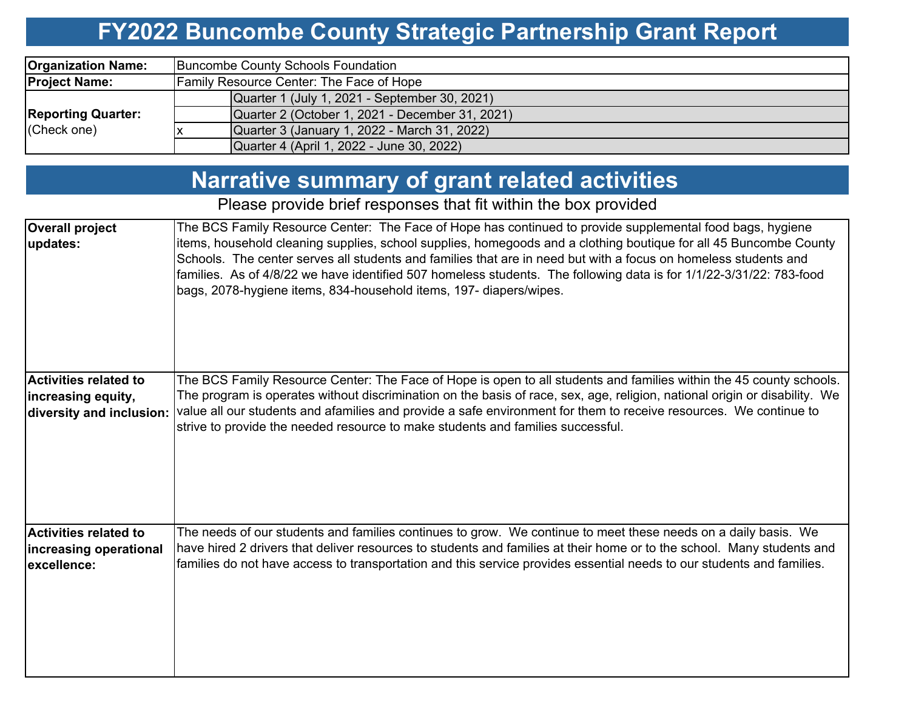# FY2022 Buncombe County Strategic Partnership Grant Report

| | | |
|---|---|---|
| **Organization Name:** | Buncombe County Schools Foundation | |
| **Project Name:** | Family Resource Center: The Face of Hope | |
| **Reporting Quarter:** (Check one) | | Quarter 1 (July 1, 2021 - September 30, 2021) |
| | | Quarter 2 (October 1, 2021 - December 31, 2021) |
| | x | Quarter 3 (January 1, 2022 - March 31, 2022) |
| | | Quarter 4 (April 1, 2022 - June 30, 2022) |

## Narrative summary of grant related activities

Please provide brief responses that fit within the box provided

| | |
|---|---|
| **Overall project updates:** | The BCS Family Resource Center: The Face of Hope has continued to provide supplemental food bags, hygiene items, household cleaning supplies, school supplies, homegoods and a clothing boutique for all 45 Buncombe County Schools. The center serves all students and families that are in need but with a focus on homeless students and families. As of 4/8/22 we have identified 507 homeless students. The following data is for 1/1/22-3/31/22: 783-food bags, 2078-hygiene items, 834-household items, 197- diapers/wipes. |
| **Activities related to increasing equity, diversity and inclusion:** | The BCS Family Resource Center: The Face of Hope is open to all students and families within the 45 county schools. The program is operates without discrimination on the basis of race, sex, age, religion, national origin or disability. We value all our students and afamilies and provide a safe environment for them to receive resources. We continue to strive to provide the needed resource to make students and families successful. |
| **Activities related to increasing operational excellence:** | The needs of our students and families continues to grow. We continue to meet these needs on a daily basis. We have hired 2 drivers that deliver resources to students and families at their home or to the school. Many students and families do not have access to transportation and this service provides essential needs to our students and families. |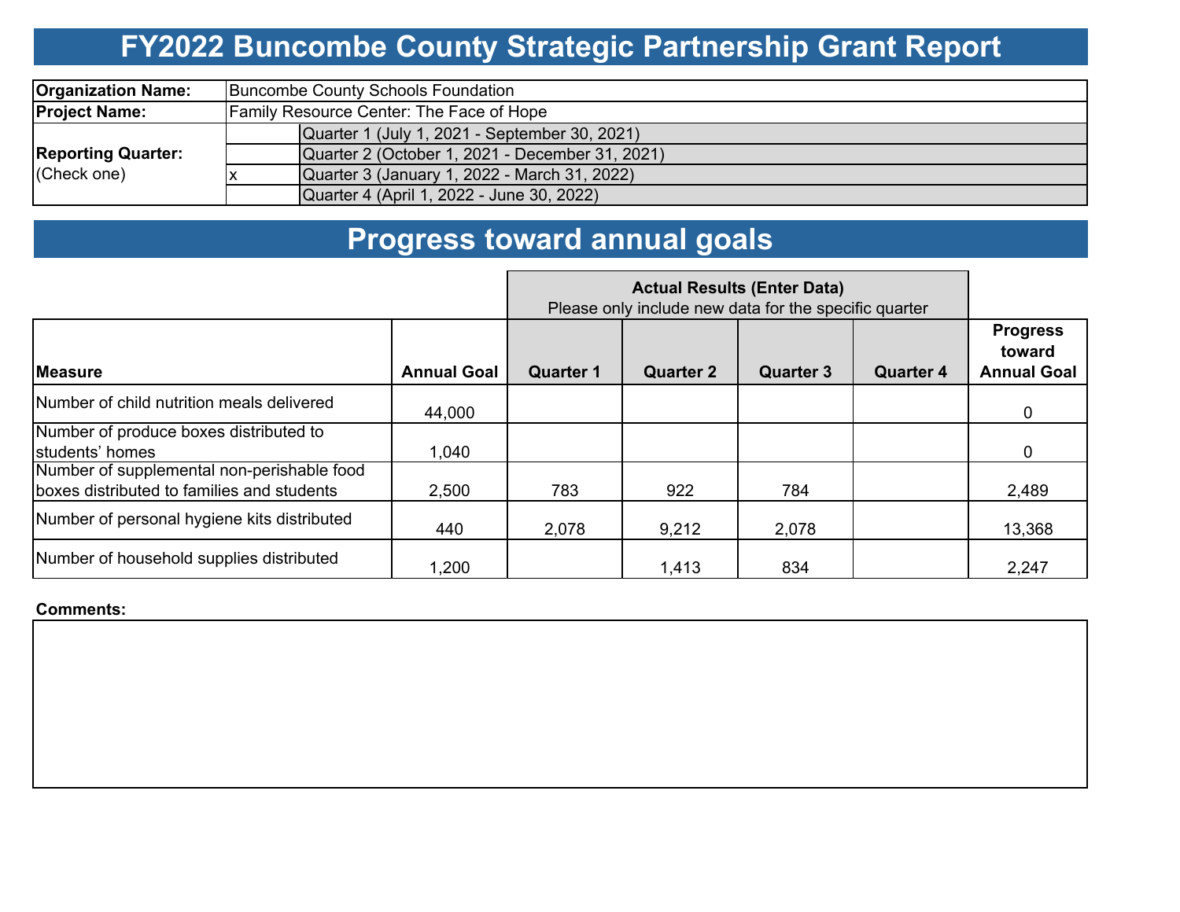# FY2022 Buncombe County Strategic Partnership Grant Report

| | | |
|---|---|---|
| **Organization Name:** | Buncombe County Schools Foundation | |
| **Project Name:** | Family Resource Center: The Face of Hope | |
| **Reporting Quarter:** (Check one) | | Quarter 1 (July 1, 2021 - September 30, 2021) |
| | | Quarter 2 (October 1, 2021 - December 31, 2021) |
| | x | Quarter 3 (January 1, 2022 - March 31, 2022) |
| | | Quarter 4 (April 1, 2022 - June 30, 2022) |

# Progress toward annual goals

| | | **Actual Results (Enter Data)** Please only include new data for the specific quarter | | | | |
|---|---|---|---|---|---|---|
| **Measure** | **Annual Goal** | **Quarter 1** | **Quarter 2** | **Quarter 3** | **Quarter 4** | **Progress toward Annual Goal** |
| Number of child nutrition meals delivered | 44,000 | | | | | 0 |
| Number of produce boxes distributed to students' homes | 1,040 | | | | | 0 |
| Number of supplemental non-perishable food boxes distributed to families and students | 2,500 | 783 | 922 | 784 | | 2,489 |
| Number of personal hygiene kits distributed | 440 | 2,078 | 9,212 | 2,078 | | 13,368 |
| Number of household supplies distributed | 1,200 | | 1,413 | 834 | | 2,247 |

**Comments:**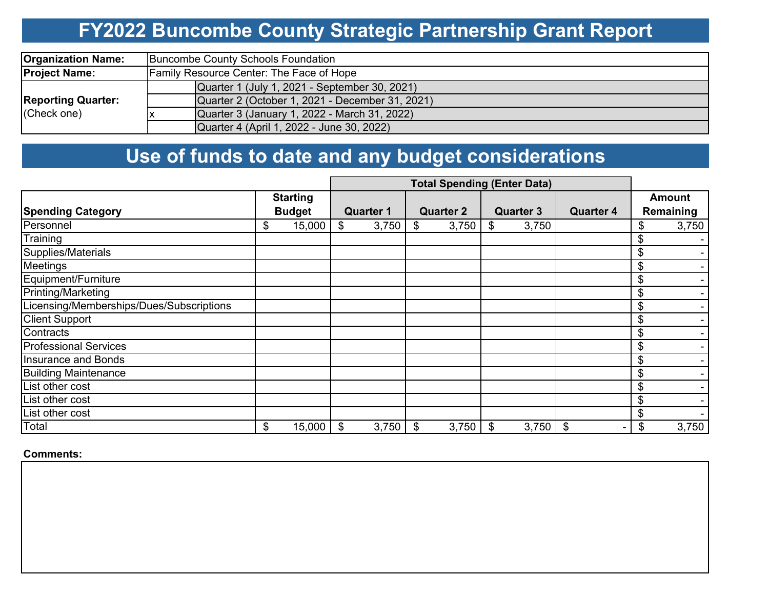# FY2022 Buncombe County Strategic Partnership Grant Report

| | | |
|---|---|---|
| **Organization Name:** | Buncombe County Schools Foundation | |
| **Project Name:** | Family Resource Center: The Face of Hope | |
| **Reporting Quarter:** (Check one) | | Quarter 1 (July 1, 2021 - September 30, 2021) |
| | | Quarter 2 (October 1, 2021 - December 31, 2021) |
| | x | Quarter 3 (January 1, 2022 - March 31, 2022) |
| | | Quarter 4 (April 1, 2022 - June 30, 2022) |

## Use of funds to date and any budget considerations

| | | Total Spending (Enter Data) | | | | |
|---|---|---|---|---|---|---|
| **Spending Category** | **Starting Budget** | **Quarter 1** | **Quarter 2** | **Quarter 3** | **Quarter 4** | **Amount Remaining** |
| Personnel | $ 15,000 | $ 3,750 | $ 3,750 | $ 3,750 | | $ 3,750 |
| Training | | | | | | $ - |
| Supplies/Materials | | | | | | $ - |
| Meetings | | | | | | $ - |
| Equipment/Furniture | | | | | | $ - |
| Printing/Marketing | | | | | | $ - |
| Licensing/Memberships/Dues/Subscriptions | | | | | | $ - |
| Client Support | | | | | | $ - |
| Contracts | | | | | | $ - |
| Professional Services | | | | | | $ - |
| Insurance and Bonds | | | | | | $ - |
| Building Maintenance | | | | | | $ - |
| List other cost | | | | | | $ - |
| List other cost | | | | | | $ - |
| List other cost | | | | | | $ - |
| Total | $ 15,000 | $ 3,750 | $ 3,750 | $ 3,750 | $ - | $ 3,750 |

**Comments:**